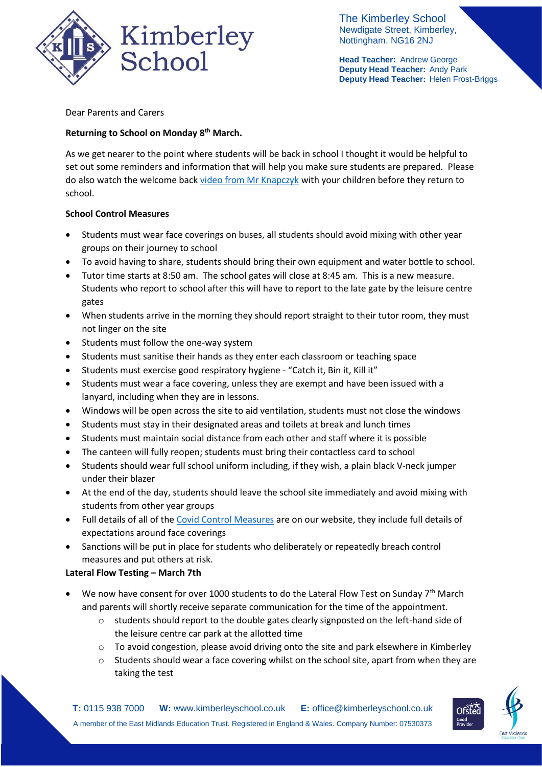The Kimberley School
Newdigate Street, Kimberley,
Nottingham. NG16 2NJ

**Head Teacher:** Andrew George
**Deputy Head Teacher:** Andy Park
**Deputy Head Teacher:** Helen Frost-Briggs

Dear Parents and Carers

**Returning to School on Monday 8th March.**

As we get nearer to the point where students will be back in school I thought it would be helpful to set out some reminders and information that will help you make sure students are prepared. Please do also watch the welcome back video from Mr Knapczyk with your children before they return to school.

**School Control Measures**

- Students must wear face coverings on buses, all students should avoid mixing with other year groups on their journey to school
- To avoid having to share, students should bring their own equipment and water bottle to school.
- Tutor time starts at 8:50 am. The school gates will close at 8:45 am. This is a new measure. Students who report to school after this will have to report to the late gate by the leisure centre gates
- When students arrive in the morning they should report straight to their tutor room, they must not linger on the site
- Students must follow the one-way system
- Students must sanitise their hands as they enter each classroom or teaching space
- Students must exercise good respiratory hygiene - "Catch it, Bin it, Kill it"
- Students must wear a face covering, unless they are exempt and have been issued with a lanyard, including when they are in lessons.
- Windows will be open across the site to aid ventilation, students must not close the windows
- Students must stay in their designated areas and toilets at break and lunch times
- Students must maintain social distance from each other and staff where it is possible
- The canteen will fully reopen; students must bring their contactless card to school
- Students should wear full school uniform including, if they wish, a plain black V-neck jumper under their blazer
- At the end of the day, students should leave the school site immediately and avoid mixing with students from other year groups
- Full details of all of the Covid Control Measures are on our website, they include full details of expectations around face coverings
- Sanctions will be put in place for students who deliberately or repeatedly breach control measures and put others at risk.

**Lateral Flow Testing – March 7th**

- We now have consent for over 1000 students to do the Lateral Flow Test on Sunday 7th March and parents will shortly receive separate communication for the time of the appointment.
  - students should report to the double gates clearly signposted on the left-hand side of the leisure centre car park at the allotted time
  - To avoid congestion, please avoid driving onto the site and park elsewhere in Kimberley
  - Students should wear a face covering whilst on the school site, apart from when they are taking the test

**T:** 0115 938 7000 **W:** www.kimberleyschool.co.uk **E:** office@kimberleyschool.co.uk
A member of the East Midlands Education Trust. Registered in England & Wales. Company Number: 07530373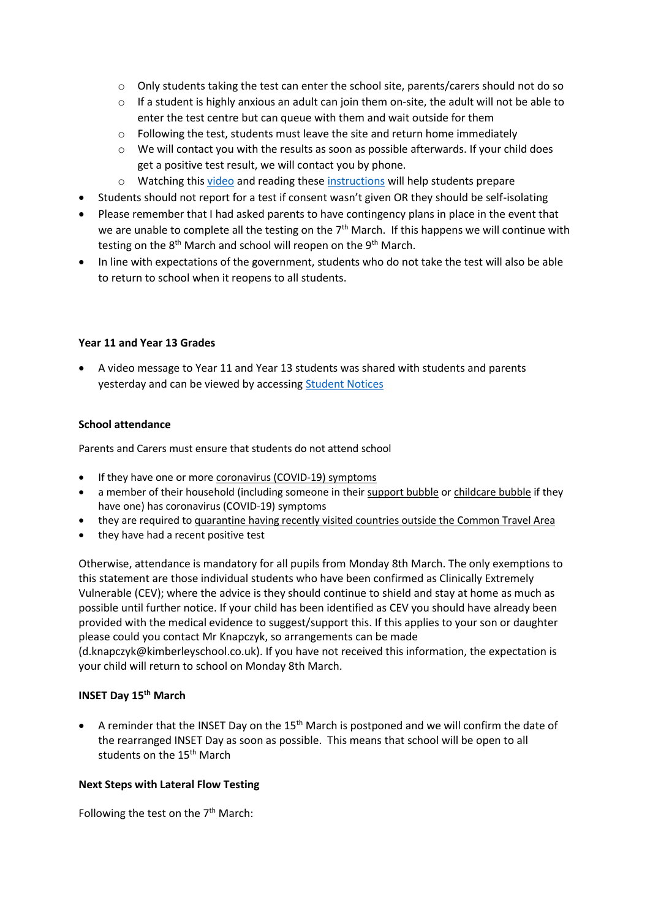- Only students taking the test can enter the school site, parents/carers should not do so
  - If a student is highly anxious an adult can join them on-site, the adult will not be able to enter the test centre but can queue with them and wait outside for them
  - Following the test, students must leave the site and return home immediately
  - We will contact you with the results as soon as possible afterwards. If your child does get a positive test result, we will contact you by phone.
  - Watching this video and reading these instructions will help students prepare
- Students should not report for a test if consent wasn't given OR they should be self-isolating
- Please remember that I had asked parents to have contingency plans in place in the event that we are unable to complete all the testing on the 7th March. If this happens we will continue with testing on the 8th March and school will reopen on the 9th March.
- In line with expectations of the government, students who do not take the test will also be able to return to school when it reopens to all students.

**Year 11 and Year 13 Grades**

- A video message to Year 11 and Year 13 students was shared with students and parents yesterday and can be viewed by accessing Student Notices

**School attendance**

Parents and Carers must ensure that students do not attend school

- If they have one or more coronavirus (COVID-19) symptoms
- a member of their household (including someone in their support bubble or childcare bubble if they have one) has coronavirus (COVID-19) symptoms
- they are required to quarantine having recently visited countries outside the Common Travel Area
- they have had a recent positive test

Otherwise, attendance is mandatory for all pupils from Monday 8th March. The only exemptions to this statement are those individual students who have been confirmed as Clinically Extremely Vulnerable (CEV); where the advice is they should continue to shield and stay at home as much as possible until further notice. If your child has been identified as CEV you should have already been provided with the medical evidence to suggest/support this. If this applies to your son or daughter please could you contact Mr Knapczyk, so arrangements can be made (d.knapczyk@kimberleyschool.co.uk). If you have not received this information, the expectation is your child will return to school on Monday 8th March.

**INSET Day 15th March**

- A reminder that the INSET Day on the 15th March is postponed and we will confirm the date of the rearranged INSET Day as soon as possible. This means that school will be open to all students on the 15th March

**Next Steps with Lateral Flow Testing**

Following the test on the 7th March: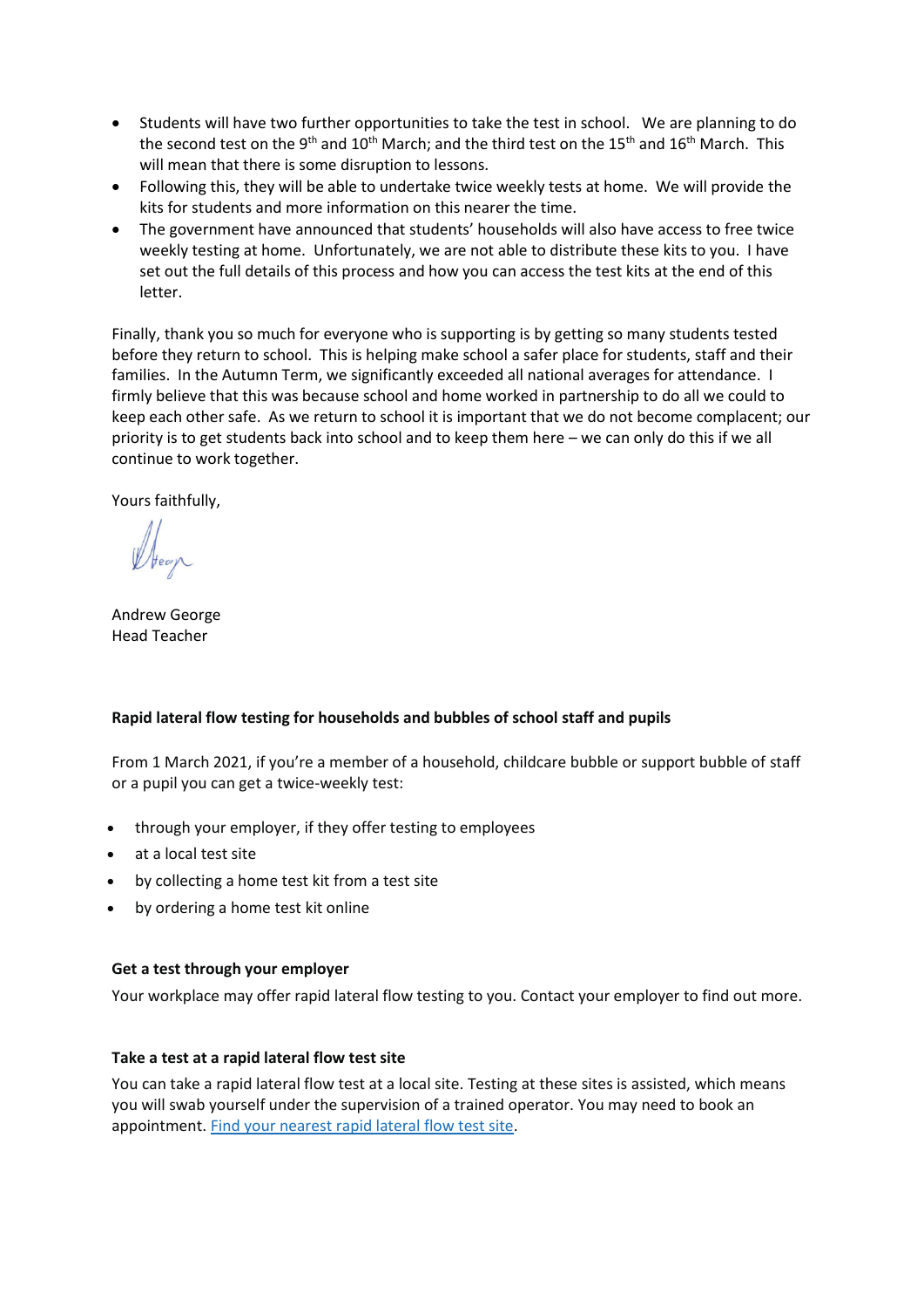- Students will have two further opportunities to take the test in school. We are planning to do the second test on the 9th and 10th March; and the third test on the 15th and 16th March. This will mean that there is some disruption to lessons.
- Following this, they will be able to undertake twice weekly tests at home. We will provide the kits for students and more information on this nearer the time.
- The government have announced that students' households will also have access to free twice weekly testing at home. Unfortunately, we are not able to distribute these kits to you. I have set out the full details of this process and how you can access the test kits at the end of this letter.

Finally, thank you so much for everyone who is supporting is by getting so many students tested before they return to school. This is helping make school a safer place for students, staff and their families. In the Autumn Term, we significantly exceeded all national averages for attendance. I firmly believe that this was because school and home worked in partnership to do all we could to keep each other safe. As we return to school it is important that we do not become complacent; our priority is to get students back into school and to keep them here – we can only do this if we all continue to work together.

Yours faithfully,

Andrew George
Head Teacher

**Rapid lateral flow testing for households and bubbles of school staff and pupils**

From 1 March 2021, if you're a member of a household, childcare bubble or support bubble of staff or a pupil you can get a twice-weekly test:

- through your employer, if they offer testing to employees
- at a local test site
- by collecting a home test kit from a test site
- by ordering a home test kit online

**Get a test through your employer**

Your workplace may offer rapid lateral flow testing to you. Contact your employer to find out more.

**Take a test at a rapid lateral flow test site**

You can take a rapid lateral flow test at a local site. Testing at these sites is assisted, which means you will swab yourself under the supervision of a trained operator. You may need to book an appointment. [Find your nearest rapid lateral flow test site](#).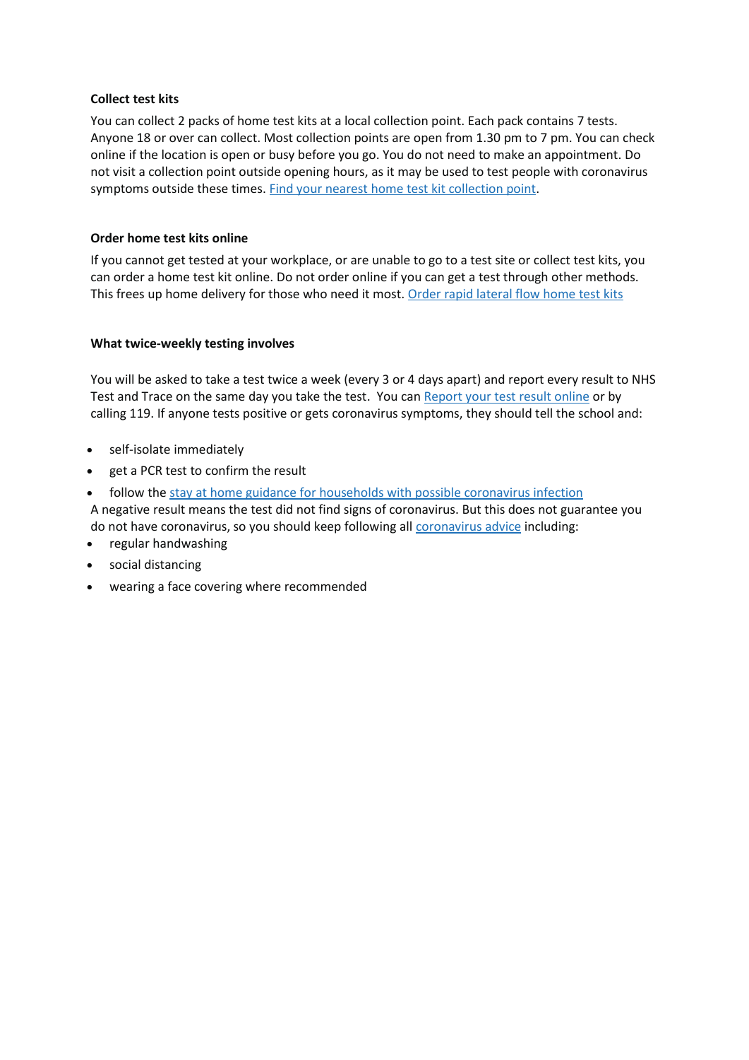**Collect test kits**

You can collect 2 packs of home test kits at a local collection point. Each pack contains 7 tests. Anyone 18 or over can collect. Most collection points are open from 1.30 pm to 7 pm. You can check online if the location is open or busy before you go. You do not need to make an appointment. Do not visit a collection point outside opening hours, as it may be used to test people with coronavirus symptoms outside these times. Find your nearest home test kit collection point.

**Order home test kits online**

If you cannot get tested at your workplace, or are unable to go to a test site or collect test kits, you can order a home test kit online. Do not order online if you can get a test through other methods. This frees up home delivery for those who need it most. Order rapid lateral flow home test kits

**What twice-weekly testing involves**

You will be asked to take a test twice a week (every 3 or 4 days apart) and report every result to NHS Test and Trace on the same day you take the test. You can Report your test result online or by calling 119. If anyone tests positive or gets coronavirus symptoms, they should tell the school and:

- self-isolate immediately
- get a PCR test to confirm the result
- follow the stay at home guidance for households with possible coronavirus infection

A negative result means the test did not find signs of coronavirus. But this does not guarantee you do not have coronavirus, so you should keep following all coronavirus advice including:

- regular handwashing
- social distancing
- wearing a face covering where recommended